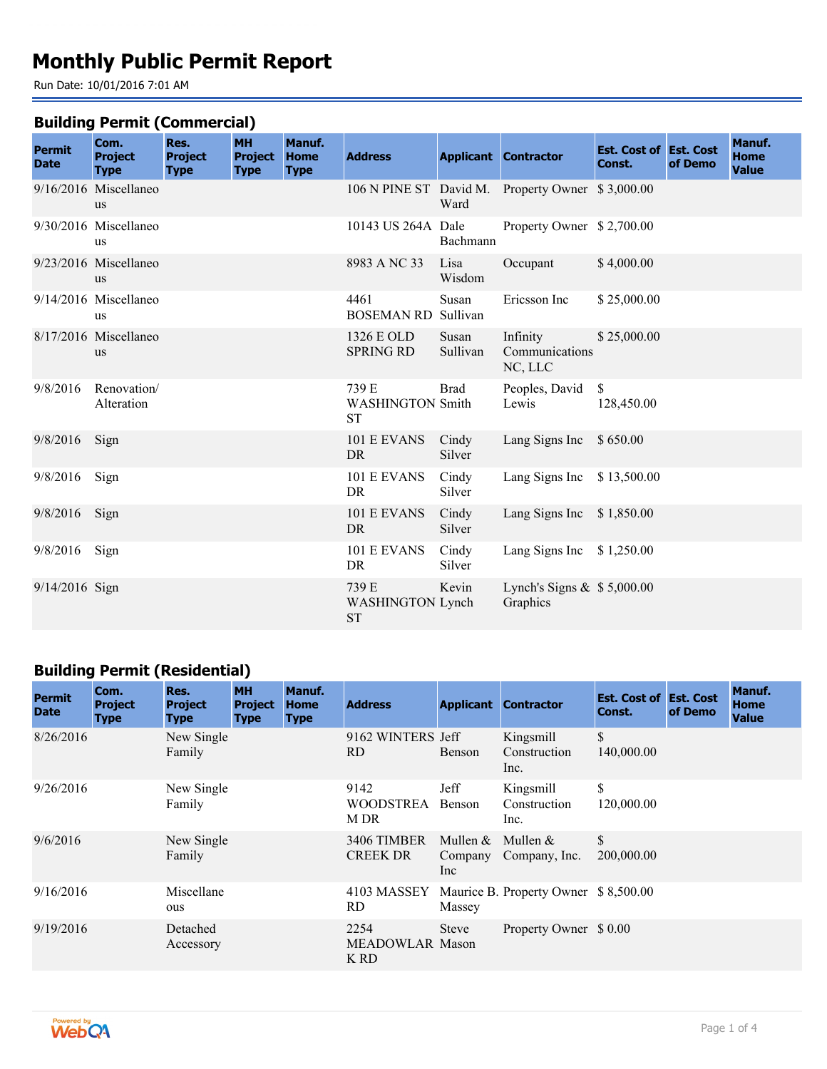# Monthly Public Permit Report

Run Date: 10/01/2016 7:01 AM

## Building Permit (Commercial)

| Permit Date | Com. Project Type | Res. Project Type | MH Project Type | Manuf. Home Type | Address | Applicant | Contractor | Est. Cost of Const. | Est. Cost of Demo | Manuf. Home Value |
|---|---|---|---|---|---|---|---|---|---|---|
| 9/16/2016 | Miscellaneous | | | | 106 N PINE ST | David M. Ward | Property Owner | $ 3,000.00 | | |
| 9/30/2016 | Miscellaneous | | | | 10143 US 264A | Dale Bachmann | Property Owner | $ 2,700.00 | | |
| 9/23/2016 | Miscellaneous | | | | 8983 A NC 33 | Lisa Wisdom | Occupant | $ 4,000.00 | | |
| 9/14/2016 | Miscellaneous | | | | 4461 BOSEMAN RD | Susan Sullivan | Ericsson Inc | $ 25,000.00 | | |
| 8/17/2016 | Miscellaneous | | | | 1326 E OLD SPRING RD | Susan Sullivan | Infinity Communications NC, LLC | $ 25,000.00 | | |
| 9/8/2016 | Renovation/ Alteration | | | | 739 E WASHINGTON ST | Brad Smith | Peoples, David Lewis | $ 128,450.00 | | |
| 9/8/2016 | Sign | | | | 101 E EVANS DR | Cindy Silver | Lang Signs Inc | $ 650.00 | | |
| 9/8/2016 | Sign | | | | 101 E EVANS DR | Cindy Silver | Lang Signs Inc | $ 13,500.00 | | |
| 9/8/2016 | Sign | | | | 101 E EVANS DR | Cindy Silver | Lang Signs Inc | $ 1,850.00 | | |
| 9/8/2016 | Sign | | | | 101 E EVANS DR | Cindy Silver | Lang Signs Inc | $ 1,250.00 | | |
| 9/14/2016 | Sign | | | | 739 E WASHINGTON ST | Kevin Lynch | Lynch's Signs & Graphics | $ 5,000.00 | | |

## Building Permit (Residential)

| Permit Date | Com. Project Type | Res. Project Type | MH Project Type | Manuf. Home Type | Address | Applicant | Contractor | Est. Cost of Const. | Est. Cost of Demo | Manuf. Home Value |
|---|---|---|---|---|---|---|---|---|---|---|
| 8/26/2016 | | New Single Family | | | 9162 WINTERS RD | Jeff Benson | Kingsmill Construction Inc. | $ 140,000.00 | | |
| 9/26/2016 | | New Single Family | | | 9142 WOODSTREAM DR | Jeff Benson | Kingsmill Construction Inc. | $ 120,000.00 | | |
| 9/6/2016 | | New Single Family | | | 3406 TIMBER CREEK DR | Mullen & Company Inc | Mullen & Company, Inc. | $ 200,000.00 | | |
| 9/16/2016 | | Miscellaneous | | | 4103 MASSEY RD | Maurice B. Massey | Property Owner | $ 8,500.00 | | |
| 9/19/2016 | | Detached Accessory | | | 2254 MEADOWLARK RD | Steve Mason | Property Owner | $ 0.00 | | |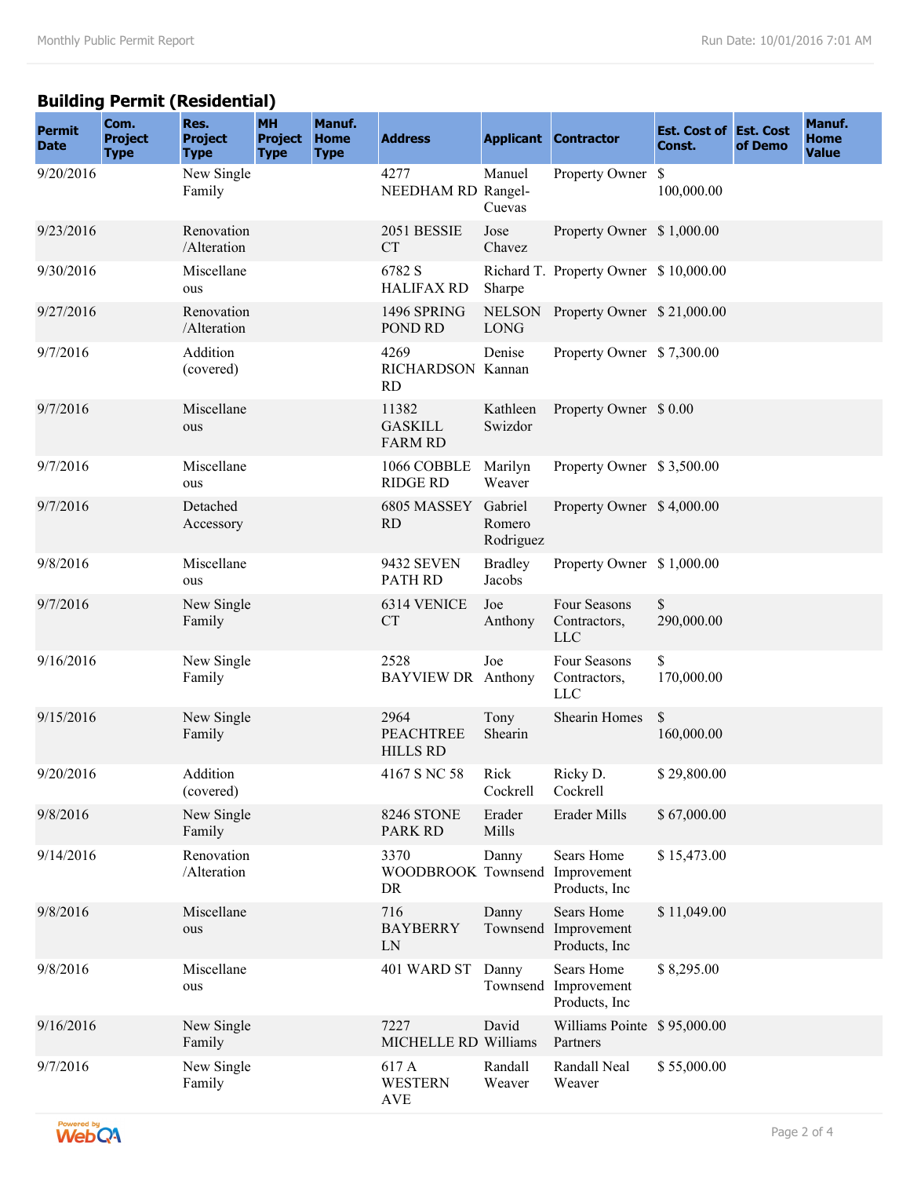## Building Permit (Residential)

| Permit Date | Com. Project Type | Res. Project Type | MH Project Type | Manuf. Home Type | Address | Applicant | Contractor | Est. Cost of Const. | Est. Cost of Demo | Manuf. Home Value |
|---|---|---|---|---|---|---|---|---|---|---|
| 9/20/2016 | | New Single Family | | | 4277 NEEDHAM RD | Manuel Rangel-Cuevas | Property Owner | $ 100,000.00 | | |
| 9/23/2016 | | Renovation /Alteration | | | 2051 BESSIE CT | Jose Chavez | Property Owner | $ 1,000.00 | | |
| 9/30/2016 | | Miscellaneous | | | 6782 S HALIFAX RD | Richard T. Sharpe | Property Owner | $ 10,000.00 | | |
| 9/27/2016 | | Renovation /Alteration | | | 1496 SPRING POND RD | NELSON LONG | Property Owner | $ 21,000.00 | | |
| 9/7/2016 | | Addition (covered) | | | 4269 RICHARDSON RD | Denise Kannan | Property Owner | $ 7,300.00 | | |
| 9/7/2016 | | Miscellaneous | | | 11382 GASKILL FARM RD | Kathleen Swizdor | Property Owner | $ 0.00 | | |
| 9/7/2016 | | Miscellaneous | | | 1066 COBBLE RIDGE RD | Marilyn Weaver | Property Owner | $ 3,500.00 | | |
| 9/7/2016 | | Detached Accessory | | | 6805 MASSEY RD | Gabriel Romero Rodriguez | Property Owner | $ 4,000.00 | | |
| 9/8/2016 | | Miscellaneous | | | 9432 SEVEN PATH RD | Bradley Jacobs | Property Owner | $ 1,000.00 | | |
| 9/7/2016 | | New Single Family | | | 6314 VENICE CT | Joe Anthony | Four Seasons Contractors, LLC | $ 290,000.00 | | |
| 9/16/2016 | | New Single Family | | | 2528 BAYVIEW DR | Joe Anthony | Four Seasons Contractors, LLC | $ 170,000.00 | | |
| 9/15/2016 | | New Single Family | | | 2964 PEACHTREE HILLS RD | Tony Shearin | Shearin Homes | $ 160,000.00 | | |
| 9/20/2016 | | Addition (covered) | | | 4167 S NC 58 | Rick Cockrell | Ricky D. Cockrell | $ 29,800.00 | | |
| 9/8/2016 | | New Single Family | | | 8246 STONE PARK RD | Erader Mills | Erader Mills | $ 67,000.00 | | |
| 9/14/2016 | | Renovation /Alteration | | | 3370 WOODBROOK DR | Danny Townsend | Sears Home Improvement Products, Inc | $ 15,473.00 | | |
| 9/8/2016 | | Miscellaneous | | | 716 BAYBERRY LN | Danny Townsend | Sears Home Improvement Products, Inc | $ 11,049.00 | | |
| 9/8/2016 | | Miscellaneous | | | 401 WARD ST | Danny Townsend | Sears Home Improvement Products, Inc | $ 8,295.00 | | |
| 9/16/2016 | | New Single Family | | | 7227 MICHELLE RD | David Williams | Williams Pointe Partners | $ 95,000.00 | | |
| 9/7/2016 | | New Single Family | | | 617 A WESTERN AVE | Randall Weaver | Randall Neal Weaver | $ 55,000.00 | | |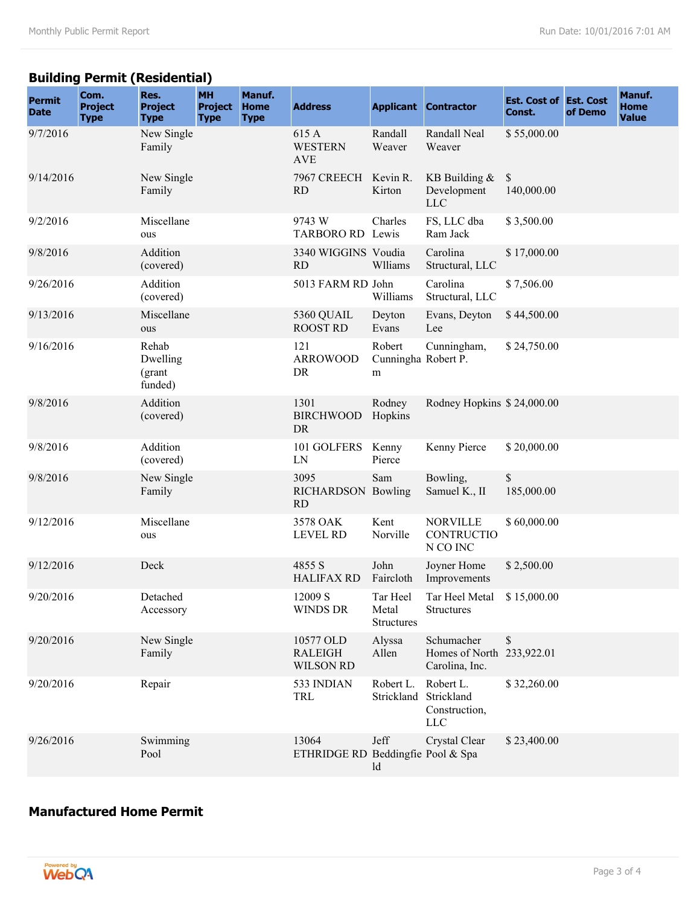## Building Permit (Residential)

| Permit Date | Com. Project Type | Res. Project Type | MH Project Type | Manuf. Home Type | Address | Applicant | Contractor | Est. Cost of Const. | Est. Cost of Demo | Manuf. Home Value |
|---|---|---|---|---|---|---|---|---|---|---|
| 9/7/2016 | | New Single Family | | | 615 A WESTERN AVE | Randall Weaver | Randall Neal Weaver | $ 55,000.00 | | |
| 9/14/2016 | | New Single Family | | | 7967 CREECH RD | Kevin R. Kirton | KB Building & Development LLC | $ 140,000.00 | | |
| 9/2/2016 | | Miscellaneous | | | 9743 W TARBORO RD | Charles Lewis | FS, LLC dba Ram Jack | $ 3,500.00 | | |
| 9/8/2016 | | Addition (covered) | | | 3340 WIGGINS RD | Voudia Wlliams | Carolina Structural, LLC | $ 17,000.00 | | |
| 9/26/2016 | | Addition (covered) | | | 5013 FARM RD | John Williams | Carolina Structural, LLC | $ 7,506.00 | | |
| 9/13/2016 | | Miscellaneous | | | 5360 QUAIL ROOST RD | Deyton Evans | Evans, Deyton Lee | $ 44,500.00 | | |
| 9/16/2016 | | Rehab Dwelling (grant funded) | | | 121 ARROWOOD DR | Robert Cunningham | Cunningham, Robert P. | $ 24,750.00 | | |
| 9/8/2016 | | Addition (covered) | | | 1301 BIRCHWOOD DR | Rodney Hopkins | Rodney Hopkins | $ 24,000.00 | | |
| 9/8/2016 | | Addition (covered) | | | 101 GOLFERS LN | Kenny Pierce | Kenny Pierce | $ 20,000.00 | | |
| 9/8/2016 | | New Single Family | | | 3095 RICHARDSON RD | Sam Bowling | Bowling, Samuel K., II | $ 185,000.00 | | |
| 9/12/2016 | | Miscellaneous | | | 3578 OAK LEVEL RD | Kent Norville | NORVILLE CONSTRUCTION CO INC | $ 60,000.00 | | |
| 9/12/2016 | | Deck | | | 4855 S HALIFAX RD | John Faircloth | Joyner Home Improvements | $ 2,500.00 | | |
| 9/20/2016 | | Detached Accessory | | | 12009 S WINDS DR | Tar Heel Metal Structures | Tar Heel Metal Structures | $ 15,000.00 | | |
| 9/20/2016 | | New Single Family | | | 10577 OLD RALEIGH WILSON RD | Alyssa Allen | Schumacher Homes of North Carolina, Inc. | $ 233,922.01 | | |
| 9/20/2016 | | Repair | | | 533 INDIAN TRL | Robert L. Strickland | Robert L. Strickland Construction, LLC | $ 32,260.00 | | |
| 9/26/2016 | | Swimming Pool | | | 13064 ETHRIDGE RD | Jeff Beddingfield | Crystal Clear Pool & Spa | $ 23,400.00 | | |

## Manufactured Home Permit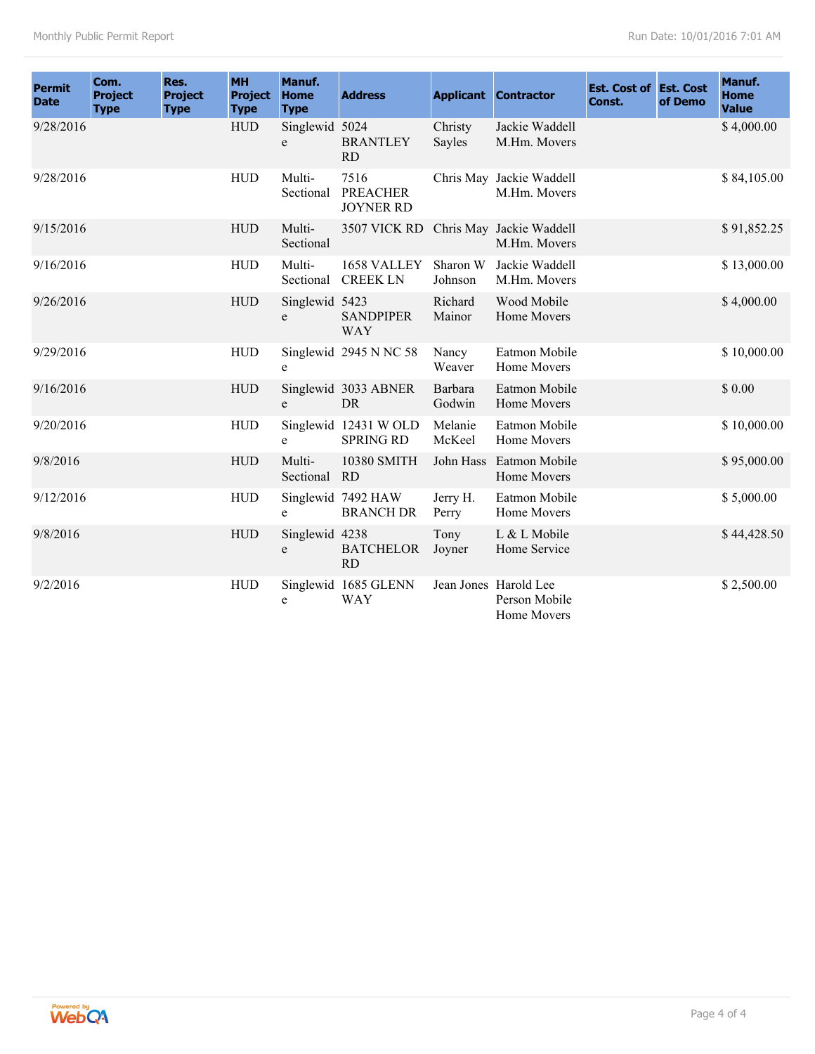| Permit Date | Com. Project Type | Res. Project Type | MH Project Type | Manuf. Home Type | Address | Applicant | Contractor | Est. Cost of Const. | Est. Cost of Demo | Manuf. Home Value |
|---|---|---|---|---|---|---|---|---|---|---|
| 9/28/2016 | | | HUD | Singlewide | 5024 BRANTLEY RD | Christy Sayles | Jackie Waddell M.Hm. Movers | | | $ 4,000.00 |
| 9/28/2016 | | | HUD | Multi-Sectional | 7516 PREACHER JOYNER RD | Chris May | Jackie Waddell M.Hm. Movers | | | $ 84,105.00 |
| 9/15/2016 | | | HUD | Multi-Sectional | 3507 VICK RD | Chris May | Jackie Waddell M.Hm. Movers | | | $ 91,852.25 |
| 9/16/2016 | | | HUD | Multi-Sectional | 1658 VALLEY CREEK LN | Sharon W Johnson | Jackie Waddell M.Hm. Movers | | | $ 13,000.00 |
| 9/26/2016 | | | HUD | Singlewide | 5423 SANDPIPER WAY | Richard Mainor | Wood Mobile Home Movers | | | $ 4,000.00 |
| 9/29/2016 | | | HUD | Singlewide | 2945 N NC 58 | Nancy Weaver | Eatmon Mobile Home Movers | | | $ 10,000.00 |
| 9/16/2016 | | | HUD | Singlewide | 3033 ABNER DR | Barbara Godwin | Eatmon Mobile Home Movers | | | $ 0.00 |
| 9/20/2016 | | | HUD | Singlewide | 12431 W OLD SPRING RD | Melanie McKeel | Eatmon Mobile Home Movers | | | $ 10,000.00 |
| 9/8/2016 | | | HUD | Multi-Sectional | 10380 SMITH RD | John Hass | Eatmon Mobile Home Movers | | | $ 95,000.00 |
| 9/12/2016 | | | HUD | Singlewide | 7492 HAW BRANCH DR | Jerry H. Perry | Eatmon Mobile Home Movers | | | $ 5,000.00 |
| 9/8/2016 | | | HUD | Singlewide | 4238 BATCHELOR RD | Tony Joyner | L & L Mobile Home Service | | | $ 44,428.50 |
| 9/2/2016 | | | HUD | Singlewide | 1685 GLENN WAY | Jean Jones | Harold Lee Person Mobile Home Movers | | | $ 2,500.00 |